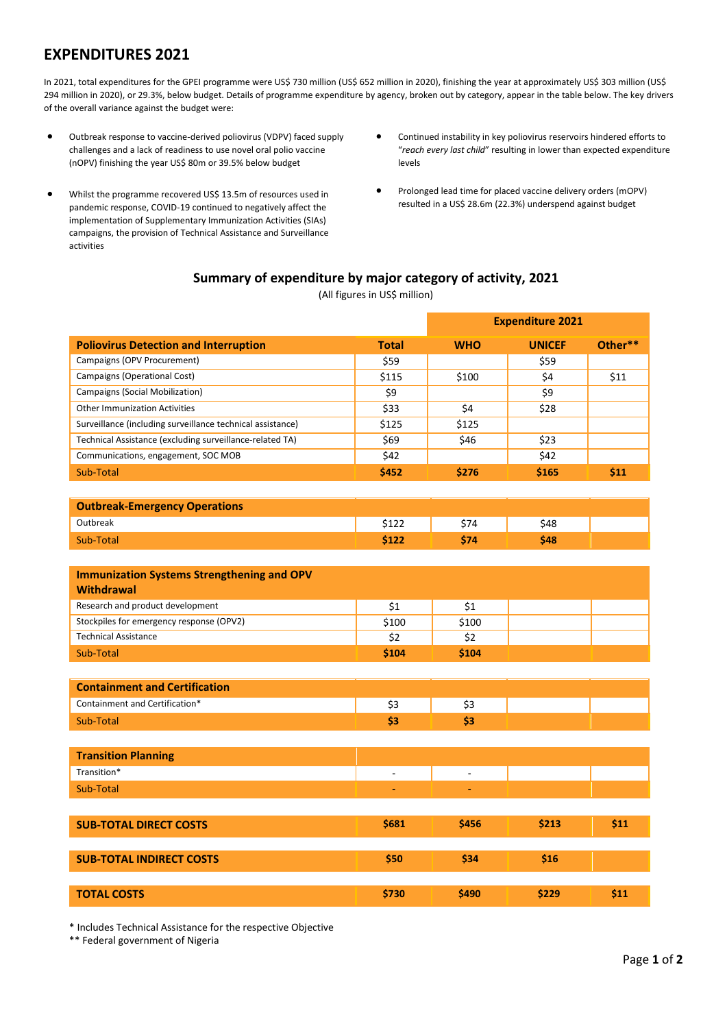# EXPENDITURES 2021

In 2021, total expenditures for the GPEI programme were US$ 730 million (US$ 652 million in 2020), finishing the year at approximately US$ 303 million (US$ 294 million in 2020), or 29.3%, below budget. Details of programme expenditure by agency, broken out by category, appear in the table below. The key drivers of the overall variance against the budget were:

- Outbreak response to vaccine-derived poliovirus (VDPV) faced supply challenges and a lack of readiness to use novel oral polio vaccine (nOPV) finishing the year US$ 80m or 39.5% below budget
- Whilst the programme recovered US$ 13.5m of resources used in pandemic response, COVID-19 continued to negatively affect the implementation of Supplementary Immunization Activities (SIAs) campaigns, the provision of Technical Assistance and Surveillance activities
- Continued instability in key poliovirus reservoirs hindered efforts to "*reach every last child*" resulting in lower than expected expenditure levels
- Prolonged lead time for placed vaccine delivery orders (mOPV) resulted in a US$ 28.6m (22.3%) underspend against budget

## Summary of expenditure by major category of activity, 2021

(All figures in US$ million)

| | | Expenditure 2021 | | |
|---|---|---|---|---|
| **Poliovirus Detection and Interruption** | **Total** | **WHO** | **UNICEF** | **Other**** |
| Campaigns (OPV Procurement) | $59 | | $59 | |
| Campaigns (Operational Cost) | $115 | $100 | $4 | $11 |
| Campaigns (Social Mobilization) | $9 | | $9 | |
| Other Immunization Activities | $33 | $4 | $28 | |
| Surveillance (including surveillance technical assistance) | $125 | $125 | | |
| Technical Assistance (excluding surveillance-related TA) | $69 | $46 | $23 | |
| Communications, engagement, SOC MOB | $42 | | $42 | |
| Sub-Total | **$452** | **$276** | **$165** | **$11** |
| **Outbreak-Emergency Operations** | | | | |
| Outbreak | $122 | $74 | $48 | |
| Sub-Total | **$122** | **$74** | **$48** | |
| **Immunization Systems Strengthening and OPV Withdrawal** | | | | |
| Research and product development | $1 | $1 | | |
| Stockpiles for emergency response (OPV2) | $100 | $100 | | |
| Technical Assistance | $2 | $2 | | |
| Sub-Total | **$104** | **$104** | | |
| **Containment and Certification** | | | | |
| Containment and Certification* | $3 | $3 | | |
| Sub-Total | **$3** | **$3** | | |
| **Transition Planning** | | | | |
| Transition* | - | - | | |
| Sub-Total | - | - | | |
| **SUB-TOTAL DIRECT COSTS** | **$681** | **$456** | **$213** | **$11** |
| **SUB-TOTAL INDIRECT COSTS** | **$50** | **$34** | **$16** | |
| **TOTAL COSTS** | **$730** | **$490** | **$229** | **$11** |

\* Includes Technical Assistance for the respective Objective

** Federal government of Nigeria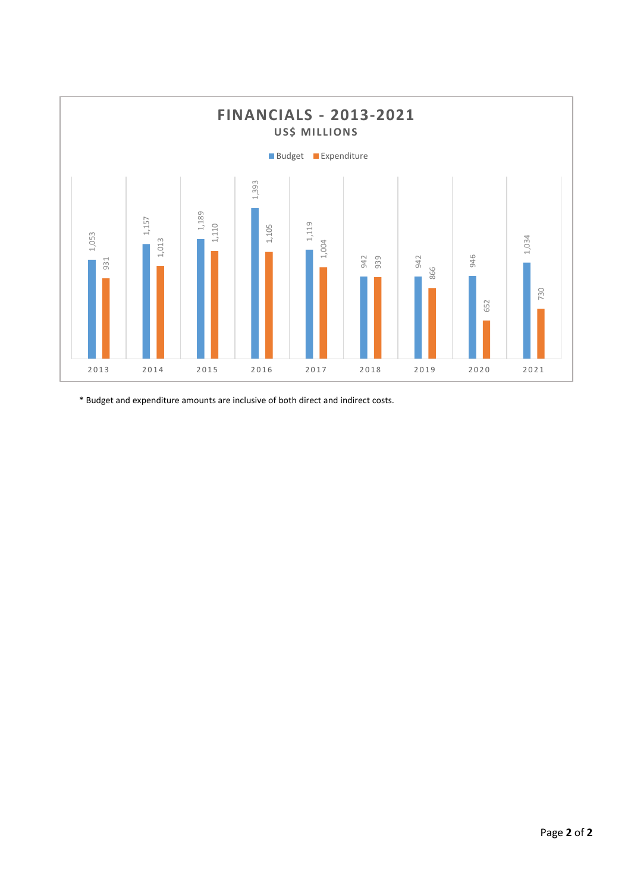FINANCIALS - 2013-2021

US$ MILLIONS

Budget
Expenditure

2013: 1,053 931
2014: 1,157 1,013
2015: 1,189 1,110
2016: 1,393 1,105
2017: 1,119 1,004
2018: 942 939
2019: 942 866
2020: 946 652
2021: 1,034 730

* Budget and expenditure amounts are inclusive of both direct and indirect costs.